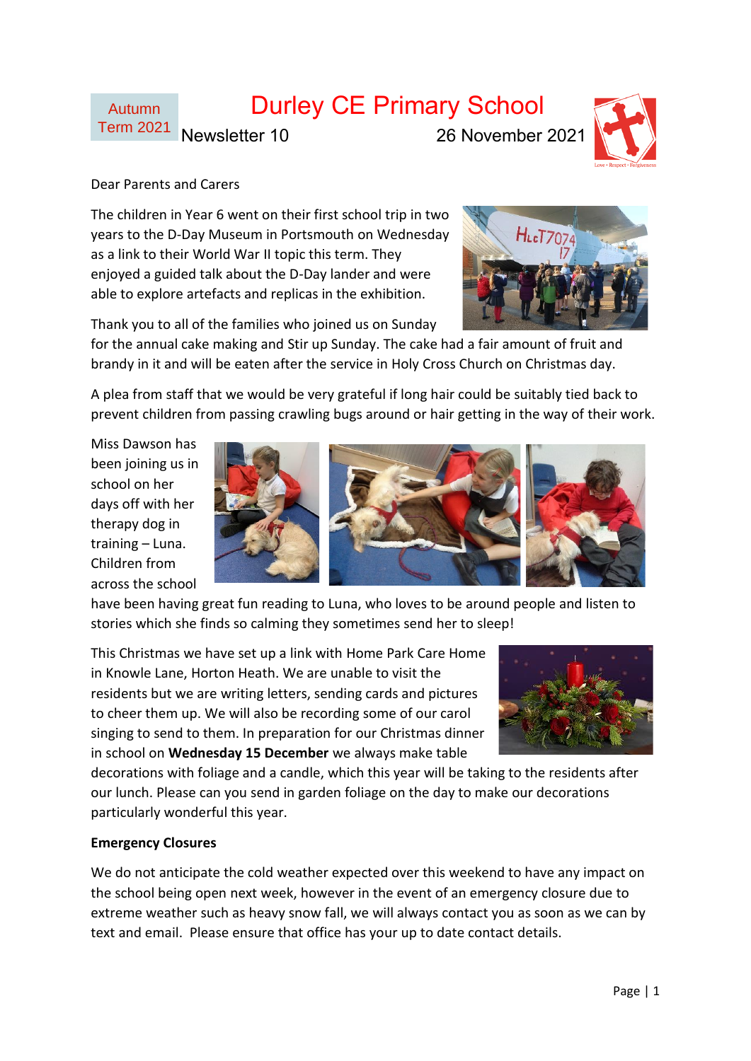Autumn Term 2021

# Durley CE Primary School

Newsletter 10 26 November 2021

Dear Parents and Carers

The children in Year 6 went on their first school trip in two years to the D-Day Museum in Portsmouth on Wednesday as a link to their World War II topic this term. They enjoyed a guided talk about the D-Day lander and were able to explore artefacts and replicas in the exhibition.

Thank you to all of the families who joined us on Sunday for the annual cake making and Stir up Sunday. The cake had a fair amount of fruit and brandy in it and will be eaten after the service in Holy Cross Church on Christmas day.

A plea from staff that we would be very grateful if long hair could be suitably tied back to prevent children from passing crawling bugs around or hair getting in the way of their work.

Miss Dawson has been joining us in school on her days off with her therapy dog in training – Luna. Children from across the school have been having great fun reading to Luna, who loves to be around people and listen to stories which she finds so calming they sometimes send her to sleep!

This Christmas we have set up a link with Home Park Care Home in Knowle Lane, Horton Heath. We are unable to visit the residents but we are writing letters, sending cards and pictures to cheer them up. We will also be recording some of our carol singing to send to them. In preparation for our Christmas dinner in school on **Wednesday 15 December** we always make table decorations with foliage and a candle, which this year will be taking to the residents after our lunch. Please can you send in garden foliage on the day to make our decorations particularly wonderful this year.

**Emergency Closures**

We do not anticipate the cold weather expected over this weekend to have any impact on the school being open next week, however in the event of an emergency closure due to extreme weather such as heavy snow fall, we will always contact you as soon as we can by text and email. Please ensure that office has your up to date contact details.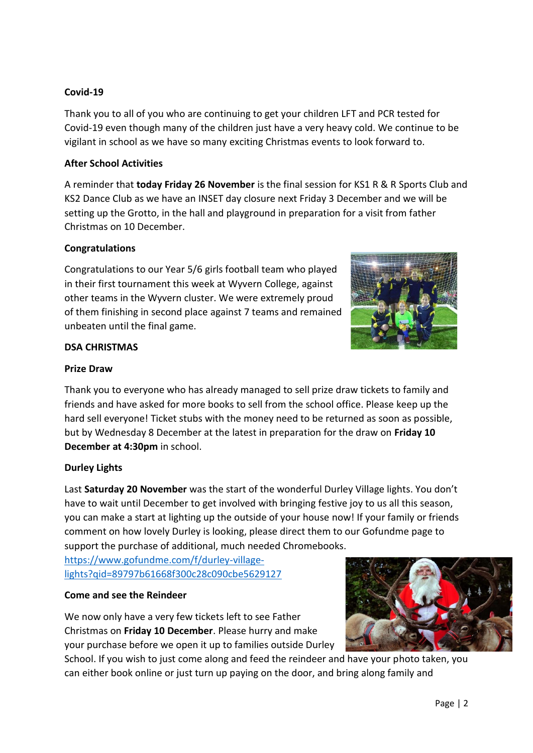**Covid-19**

Thank you to all of you who are continuing to get your children LFT and PCR tested for Covid-19 even though many of the children just have a very heavy cold. We continue to be vigilant in school as we have so many exciting Christmas events to look forward to.

**After School Activities**

A reminder that **today Friday 26 November** is the final session for KS1 R & R Sports Club and KS2 Dance Club as we have an INSET day closure next Friday 3 December and we will be setting up the Grotto, in the hall and playground in preparation for a visit from father Christmas on 10 December.

**Congratulations**

Congratulations to our Year 5/6 girls football team who played in their first tournament this week at Wyvern College, against other teams in the Wyvern cluster. We were extremely proud of them finishing in second place against 7 teams and remained unbeaten until the final game.

**DSA CHRISTMAS**

**Prize Draw**

Thank you to everyone who has already managed to sell prize draw tickets to family and friends and have asked for more books to sell from the school office. Please keep up the hard sell everyone! Ticket stubs with the money need to be returned as soon as possible, but by Wednesday 8 December at the latest in preparation for the draw on **Friday 10 December at 4:30pm** in school.

**Durley Lights**

Last **Saturday 20 November** was the start of the wonderful Durley Village lights. You don't have to wait until December to get involved with bringing festive joy to us all this season, you can make a start at lighting up the outside of your house now! If your family or friends comment on how lovely Durley is looking, please direct them to our Gofundme page to support the purchase of additional, much needed Chromebooks.
https://www.gofundme.com/f/durley-village-lights?qid=89797b61668f300c28c090cbe5629127

**Come and see the Reindeer**

We now only have a very few tickets left to see Father Christmas on **Friday 10 December**. Please hurry and make your purchase before we open it up to families outside Durley School. If you wish to just come along and feed the reindeer and have your photo taken, you can either book online or just turn up paying on the door, and bring along family and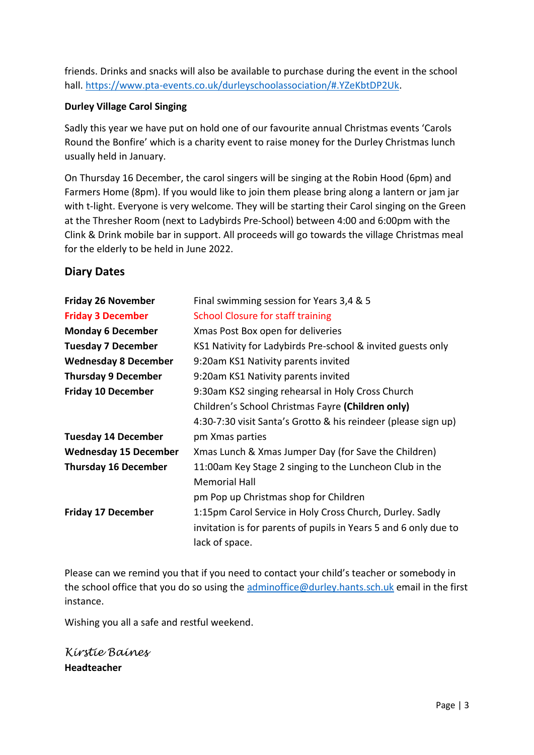friends. Drinks and snacks will also be available to purchase during the event in the school hall. https://www.pta-events.co.uk/durleyschoolassociation/#.YZeKbtDP2Uk.

**Durley Village Carol Singing**

Sadly this year we have put on hold one of our favourite annual Christmas events 'Carols Round the Bonfire' which is a charity event to raise money for the Durley Christmas lunch usually held in January.

On Thursday 16 December, the carol singers will be singing at the Robin Hood (6pm) and Farmers Home (8pm). If you would like to join them please bring along a lantern or jam jar with t-light. Everyone is very welcome. They will be starting their Carol singing on the Green at the Thresher Room (next to Ladybirds Pre-School) between 4:00 and 6:00pm with the Clink & Drink mobile bar in support. All proceeds will go towards the village Christmas meal for the elderly to be held in June 2022.

## Diary Dates

| | |
|---|---|
| **Friday 26 November** | Final swimming session for Years 3,4 & 5 |
| **Friday 3 December** | School Closure for staff training |
| **Monday 6 December** | Xmas Post Box open for deliveries |
| **Tuesday 7 December** | KS1 Nativity for Ladybirds Pre-school & invited guests only |
| **Wednesday 8 December** | 9:20am KS1 Nativity parents invited |
| **Thursday 9 December** | 9:20am KS1 Nativity parents invited |
| **Friday 10 December** | 9:30am KS2 singing rehearsal in Holy Cross Church |
| | Children's School Christmas Fayre **(Children only)** |
| | 4:30-7:30 visit Santa's Grotto & his reindeer (please sign up) |
| **Tuesday 14 December** | pm Xmas parties |
| **Wednesday 15 December** | Xmas Lunch & Xmas Jumper Day (for Save the Children) |
| **Thursday 16 December** | 11:00am Key Stage 2 singing to the Luncheon Club in the Memorial Hall |
| | pm Pop up Christmas shop for Children |
| **Friday 17 December** | 1:15pm Carol Service in Holy Cross Church, Durley. Sadly invitation is for parents of pupils in Years 5 and 6 only due to lack of space. |

Please can we remind you that if you need to contact your child's teacher or somebody in the school office that you do so using the adminoffice@durley.hants.sch.uk email in the first instance.

Wishing you all a safe and restful weekend.

*Kirstie Baines*
**Headteacher**